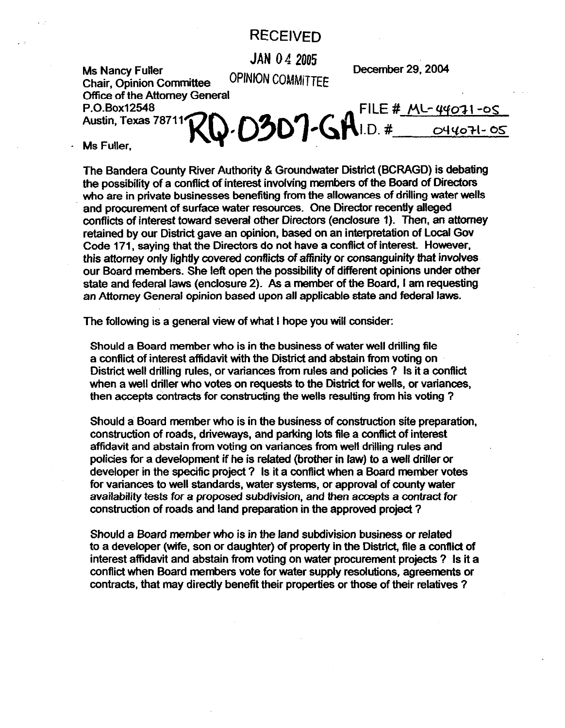RECEIVED

JAN 04 2005

OPINION COMMITTEE

Ms Nancy Fuller
Chair, Opinion Committee
Office of the Attorney General
P.O.Box12548
Austin, Texas 78711

December 29, 2004

RQ-0307-GA

FILE # ML-44071-05
I.D. # 044071-05

Ms Fuller,

The Bandera County River Authority & Groundwater District (BCRAGD) is debating the possibility of a conflict of interest involving members of the Board of Directors who are in private businesses benefiting from the allowances of drilling water wells and procurement of surface water resources. One Director recently alleged conflicts of interest toward several other Directors (enclosure 1). Then, an attorney retained by our District gave an opinion, based on an interpretation of Local Gov Code 171, saying that the Directors do not have a conflict of interest. However, this attorney only lightly covered conflicts of affinity or consanguinity that involves our Board members. She left open the possibility of different opinions under other state and federal laws (enclosure 2). As a member of the Board, I am requesting an Attorney General opinion based upon all applicable state and federal laws.

The following is a general view of what I hope you will consider:

Should a Board member who is in the business of water well drilling file a conflict of interest affidavit with the District and abstain from voting on District well drilling rules, or variances from rules and policies ? Is it a conflict when a well driller who votes on requests to the District for wells, or variances, then accepts contracts for constructing the wells resulting from his voting ?

Should a Board member who is in the business of construction site preparation, construction of roads, driveways, and parking lots file a conflict of interest affidavit and abstain from voting on variances from well drilling rules and policies for a development if he is related (brother in law) to a well driller or developer in the specific project ? Is it a conflict when a Board member votes for variances to well standards, water systems, or approval of county water availability tests for a proposed subdivision, and then accepts a contract for construction of roads and land preparation in the approved project ?

Should a Board member who is in the land subdivision business or related to a developer (wife, son or daughter) of property in the District, file a conflict of interest affidavit and abstain from voting on water procurement projects ? Is it a conflict when Board members vote for water supply resolutions, agreements or contracts, that may directly benefit their properties or those of their relatives ?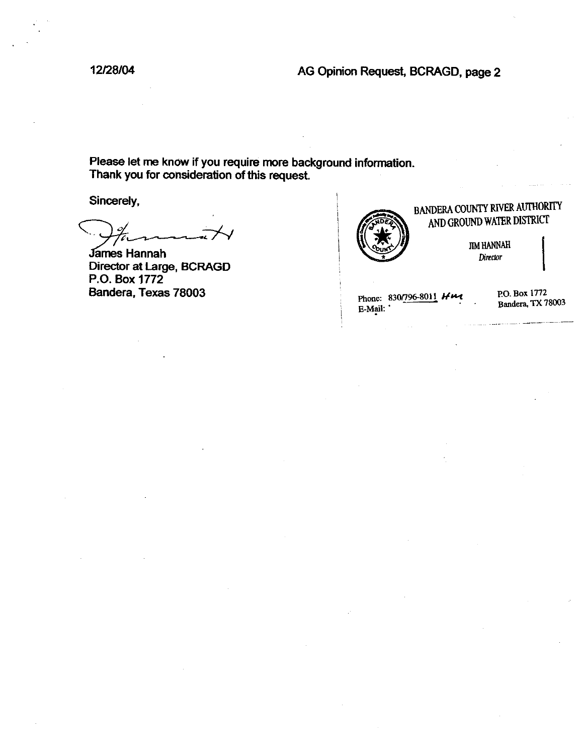Please let me know if you require more background information.
Thank you for consideration of this request.

Sincerely,

James Hannah
Director at Large, BCRAGD
P.O. Box 1772
Bandera, Texas 78003

BANDERA COUNTY RIVER AUTHORITY
AND GROUND WATER DISTRICT

JIM HANNAH
*Director*

Phone: 830/796-8011 Hm
E-Mail:

P.O. Box 1772
Bandera, TX 78003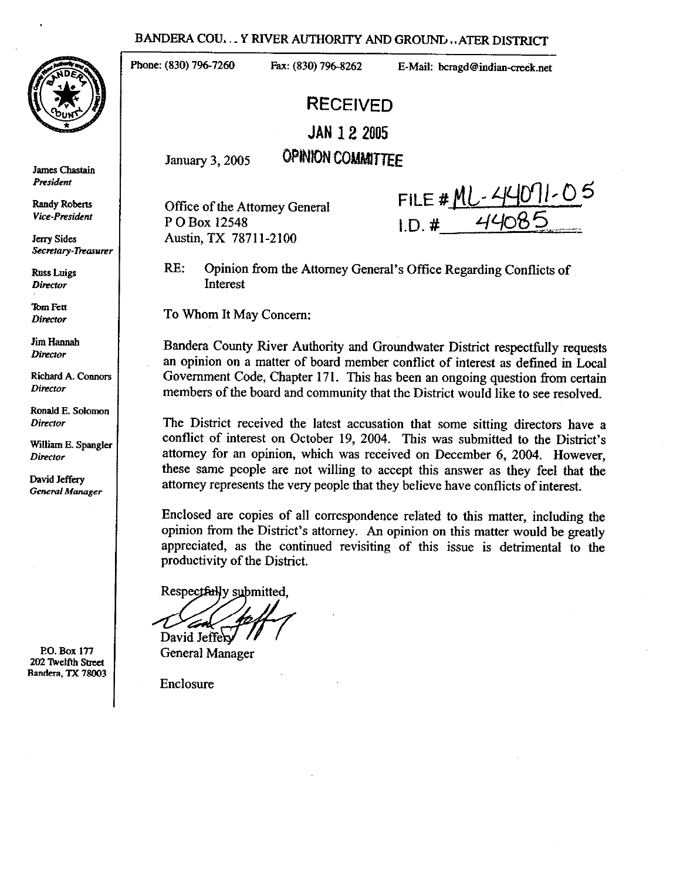BANDERA COU. . . Y RIVER AUTHORITY AND GROUND . . ATER DISTRICT

Phone: (830) 796-7260 Fax: (830) 796-8262 E-Mail: bcragd@indian-creek.net

RECEIVED

JAN 12 2005

OPINION COMMITTEE

James Chastain
*President*

Randy Roberts
*Vice-President*

Jerry Sides
*Secretary-Treasurer*

Russ Luigs
*Director*

Tom Fett
*Director*

Jim Hannah
*Director*

Richard A. Connors
*Director*

Ronald E. Solomon
*Director*

William E. Spangler
*Director*

David Jeffery
*General Manager*

P.O. Box 177
202 Twelfth Street
Bandera, TX 78003

January 3, 2005

FILE # ML-44071-05
I.D. # 44085

Office of the Attorney General
P O Box 12548
Austin, TX 78711-2100

RE: Opinion from the Attorney General's Office Regarding Conflicts of Interest

To Whom It May Concern:

Bandera County River Authority and Groundwater District respectfully requests an opinion on a matter of board member conflict of interest as defined in Local Government Code, Chapter 171. This has been an ongoing question from certain members of the board and community that the District would like to see resolved.

The District received the latest accusation that some sitting directors have a conflict of interest on October 19, 2004. This was submitted to the District's attorney for an opinion, which was received on December 6, 2004. However, these same people are not willing to accept this answer as they feel that the attorney represents the very people that they believe have conflicts of interest.

Enclosed are copies of all correspondence related to this matter, including the opinion from the District's attorney. An opinion on this matter would be greatly appreciated, as the continued revisiting of this issue is detrimental to the productivity of the District.

Respectfully submitted,

David Jeffery
General Manager

Enclosure